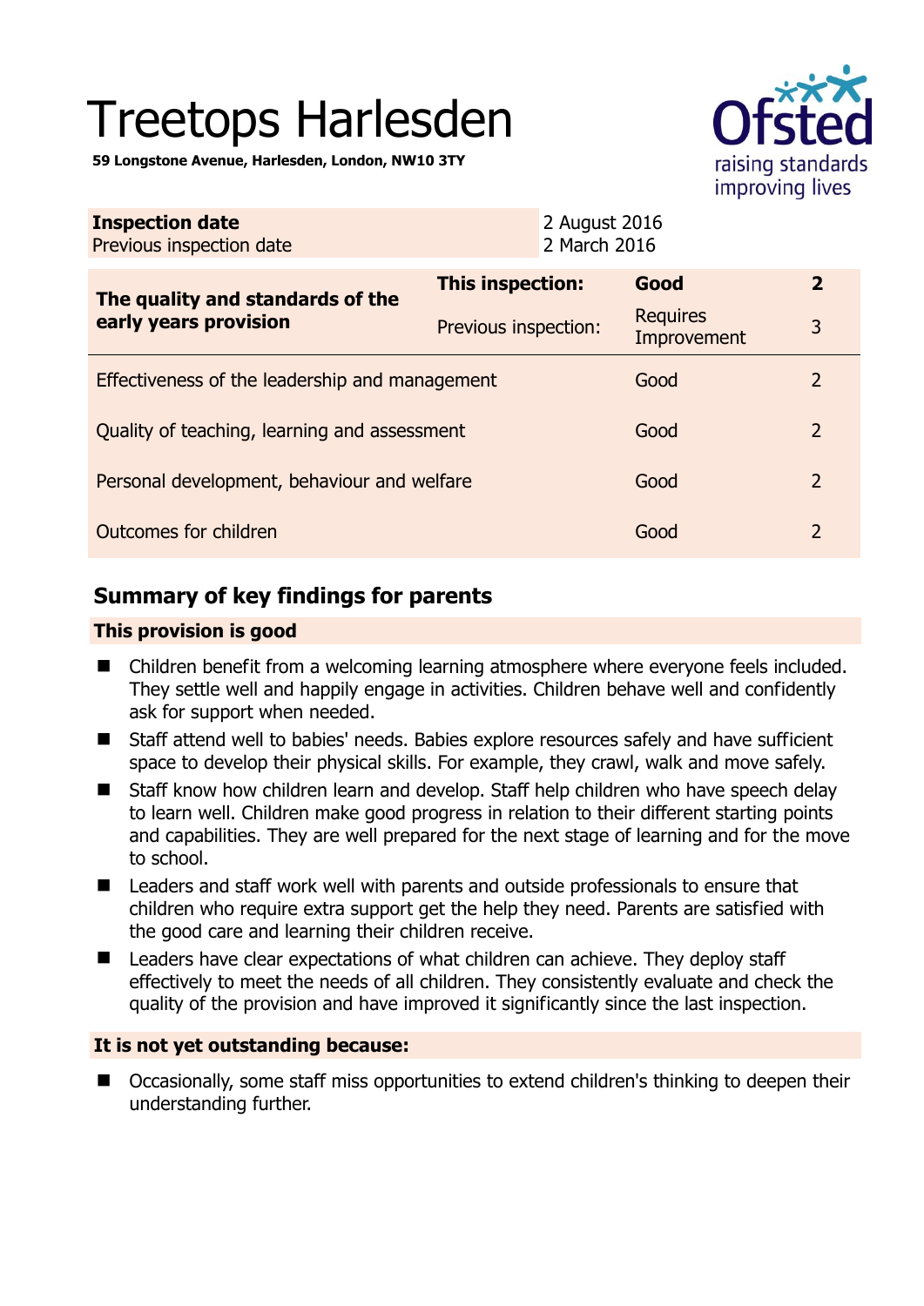# Treetops Harlesden

**59 Longstone Avenue, Harlesden, London, NW10 3TY**

| **Inspection date** | 2 August 2016 |
|---|---|
| Previous inspection date | 2 March 2016 |

| **The quality and standards of the early years provision** | **This inspection:** | **Good** | **2** |
|---|---|---|---|
| | Previous inspection: | Requires Improvement | 3 |
| Effectiveness of the leadership and management | | Good | 2 |
| Quality of teaching, learning and assessment | | Good | 2 |
| Personal development, behaviour and welfare | | Good | 2 |
| Outcomes for children | | Good | 2 |

## Summary of key findings for parents

**This provision is good**

- Children benefit from a welcoming learning atmosphere where everyone feels included. They settle well and happily engage in activities. Children behave well and confidently ask for support when needed.
- Staff attend well to babies' needs. Babies explore resources safely and have sufficient space to develop their physical skills. For example, they crawl, walk and move safely.
- Staff know how children learn and develop. Staff help children who have speech delay to learn well. Children make good progress in relation to their different starting points and capabilities. They are well prepared for the next stage of learning and for the move to school.
- Leaders and staff work well with parents and outside professionals to ensure that children who require extra support get the help they need. Parents are satisfied with the good care and learning their children receive.
- Leaders have clear expectations of what children can achieve. They deploy staff effectively to meet the needs of all children. They consistently evaluate and check the quality of the provision and have improved it significantly since the last inspection.

**It is not yet outstanding because:**

- Occasionally, some staff miss opportunities to extend children's thinking to deepen their understanding further.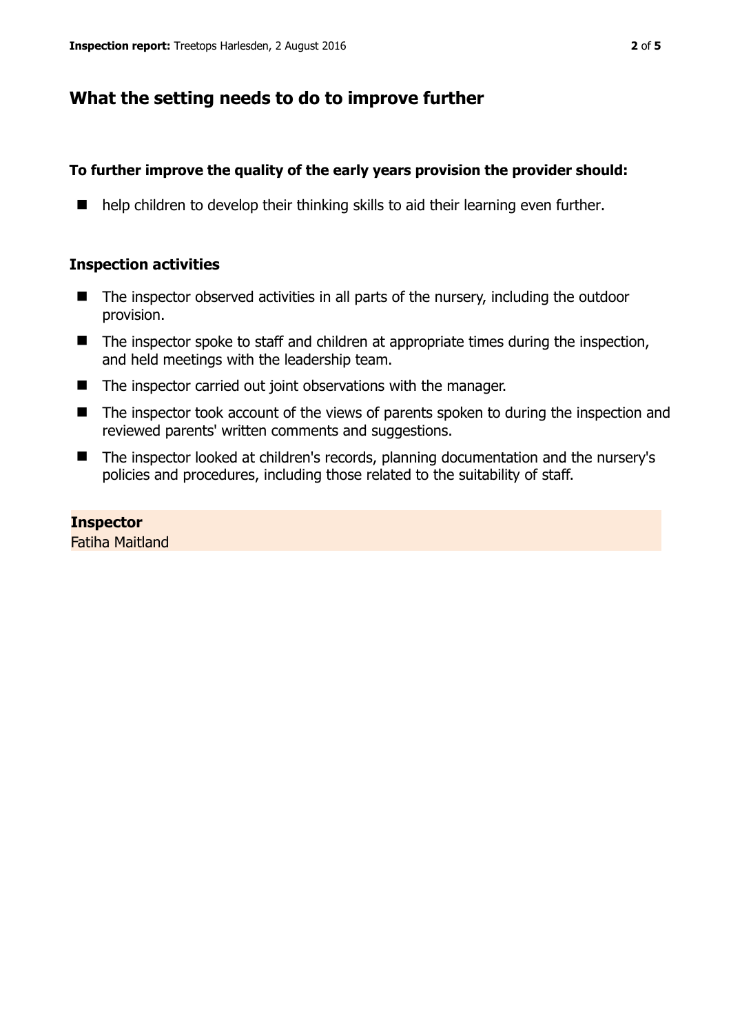## What the setting needs to do to improve further

### To further improve the quality of the early years provision the provider should:

- help children to develop their thinking skills to aid their learning even further.

### Inspection activities

- The inspector observed activities in all parts of the nursery, including the outdoor provision.
- The inspector spoke to staff and children at appropriate times during the inspection, and held meetings with the leadership team.
- The inspector carried out joint observations with the manager.
- The inspector took account of the views of parents spoken to during the inspection and reviewed parents' written comments and suggestions.
- The inspector looked at children's records, planning documentation and the nursery's policies and procedures, including those related to the suitability of staff.

**Inspector**
Fatiha Maitland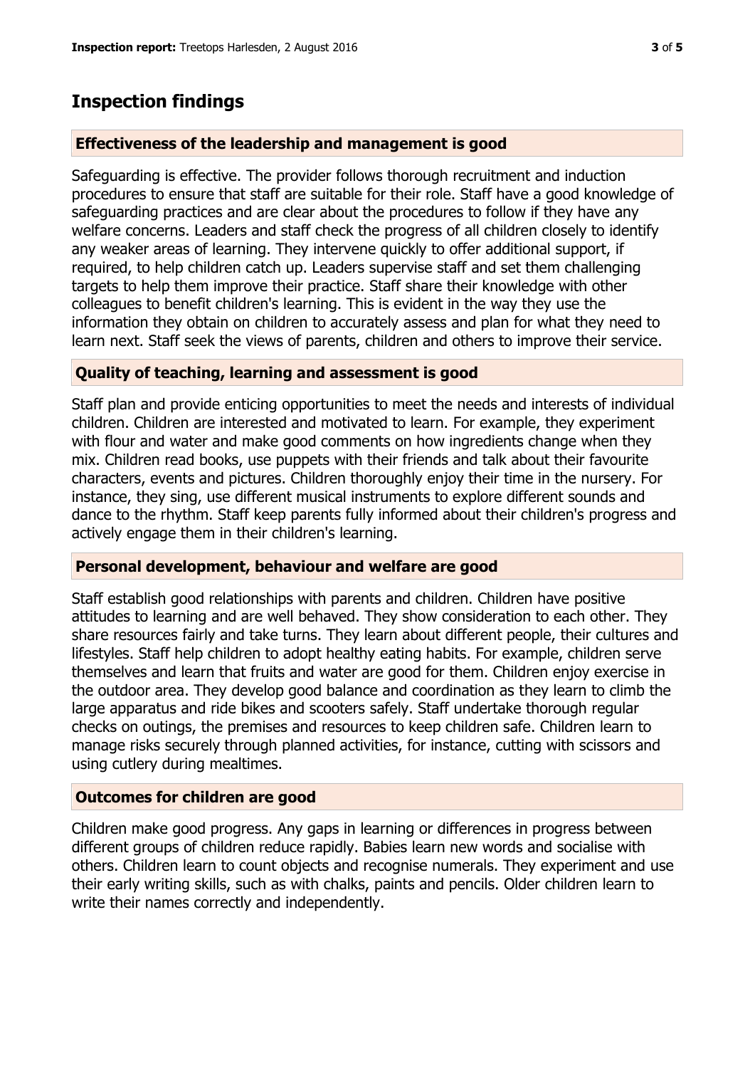## Inspection findings

### Effectiveness of the leadership and management is good

Safeguarding is effective. The provider follows thorough recruitment and induction procedures to ensure that staff are suitable for their role. Staff have a good knowledge of safeguarding practices and are clear about the procedures to follow if they have any welfare concerns. Leaders and staff check the progress of all children closely to identify any weaker areas of learning. They intervene quickly to offer additional support, if required, to help children catch up. Leaders supervise staff and set them challenging targets to help them improve their practice. Staff share their knowledge with other colleagues to benefit children's learning. This is evident in the way they use the information they obtain on children to accurately assess and plan for what they need to learn next. Staff seek the views of parents, children and others to improve their service.

### Quality of teaching, learning and assessment is good

Staff plan and provide enticing opportunities to meet the needs and interests of individual children. Children are interested and motivated to learn. For example, they experiment with flour and water and make good comments on how ingredients change when they mix. Children read books, use puppets with their friends and talk about their favourite characters, events and pictures. Children thoroughly enjoy their time in the nursery. For instance, they sing, use different musical instruments to explore different sounds and dance to the rhythm. Staff keep parents fully informed about their children's progress and actively engage them in their children's learning.

### Personal development, behaviour and welfare are good

Staff establish good relationships with parents and children. Children have positive attitudes to learning and are well behaved. They show consideration to each other. They share resources fairly and take turns. They learn about different people, their cultures and lifestyles. Staff help children to adopt healthy eating habits. For example, children serve themselves and learn that fruits and water are good for them. Children enjoy exercise in the outdoor area. They develop good balance and coordination as they learn to climb the large apparatus and ride bikes and scooters safely. Staff undertake thorough regular checks on outings, the premises and resources to keep children safe. Children learn to manage risks securely through planned activities, for instance, cutting with scissors and using cutlery during mealtimes.

### Outcomes for children are good

Children make good progress. Any gaps in learning or differences in progress between different groups of children reduce rapidly. Babies learn new words and socialise with others. Children learn to count objects and recognise numerals. They experiment and use their early writing skills, such as with chalks, paints and pencils. Older children learn to write their names correctly and independently.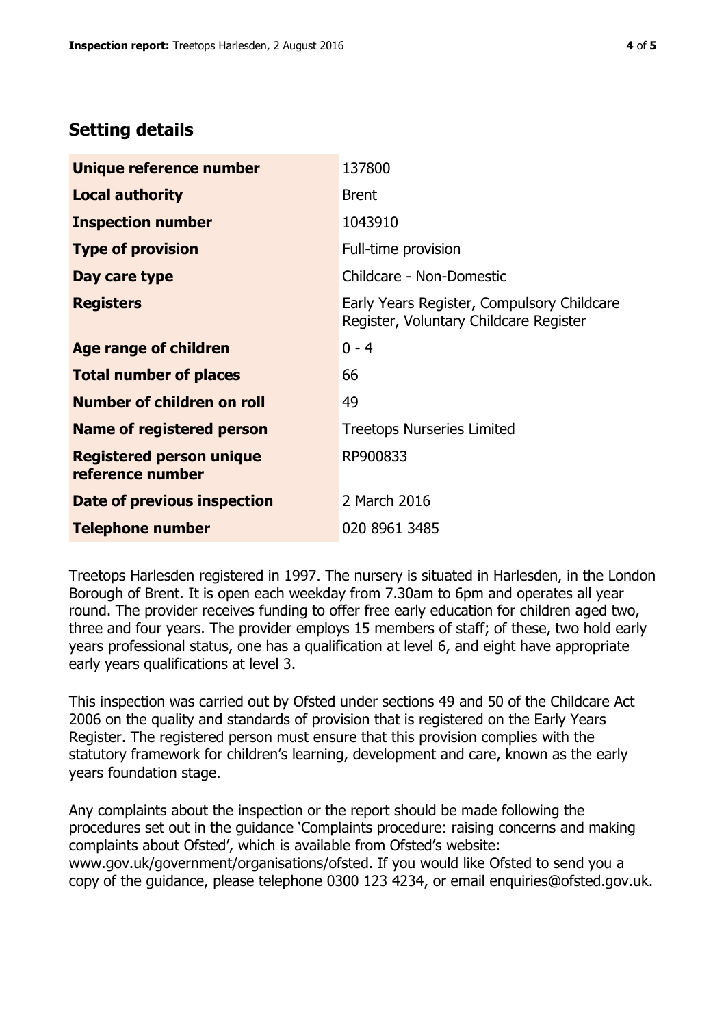## Setting details

| | |
|---|---|
| **Unique reference number** | 137800 |
| **Local authority** | Brent |
| **Inspection number** | 1043910 |
| **Type of provision** | Full-time provision |
| **Day care type** | Childcare - Non-Domestic |
| **Registers** | Early Years Register, Compulsory Childcare Register, Voluntary Childcare Register |
| **Age range of children** | 0 - 4 |
| **Total number of places** | 66 |
| **Number of children on roll** | 49 |
| **Name of registered person** | Treetops Nurseries Limited |
| **Registered person unique reference number** | RP900833 |
| **Date of previous inspection** | 2 March 2016 |
| **Telephone number** | 020 8961 3485 |

Treetops Harlesden registered in 1997. The nursery is situated in Harlesden, in the London Borough of Brent. It is open each weekday from 7.30am to 6pm and operates all year round. The provider receives funding to offer free early education for children aged two, three and four years. The provider employs 15 members of staff; of these, two hold early years professional status, one has a qualification at level 6, and eight have appropriate early years qualifications at level 3.

This inspection was carried out by Ofsted under sections 49 and 50 of the Childcare Act 2006 on the quality and standards of provision that is registered on the Early Years Register. The registered person must ensure that this provision complies with the statutory framework for children's learning, development and care, known as the early years foundation stage.

Any complaints about the inspection or the report should be made following the procedures set out in the guidance 'Complaints procedure: raising concerns and making complaints about Ofsted', which is available from Ofsted's website: www.gov.uk/government/organisations/ofsted. If you would like Ofsted to send you a copy of the guidance, please telephone 0300 123 4234, or email enquiries@ofsted.gov.uk.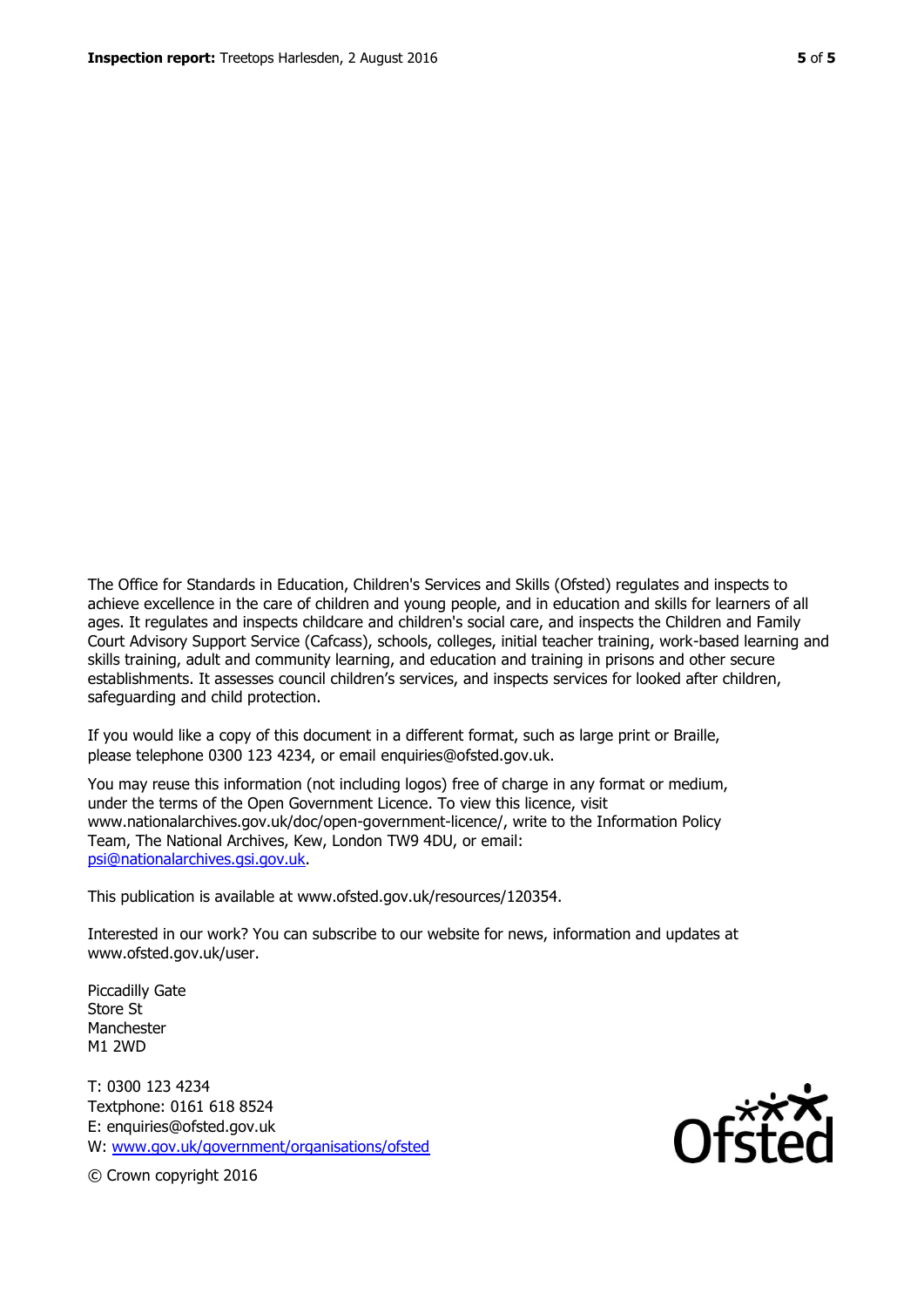The Office for Standards in Education, Children's Services and Skills (Ofsted) regulates and inspects to achieve excellence in the care of children and young people, and in education and skills for learners of all ages. It regulates and inspects childcare and children's social care, and inspects the Children and Family Court Advisory Support Service (Cafcass), schools, colleges, initial teacher training, work-based learning and skills training, adult and community learning, and education and training in prisons and other secure establishments. It assesses council children's services, and inspects services for looked after children, safeguarding and child protection.

If you would like a copy of this document in a different format, such as large print or Braille, please telephone 0300 123 4234, or email enquiries@ofsted.gov.uk.

You may reuse this information (not including logos) free of charge in any format or medium, under the terms of the Open Government Licence. To view this licence, visit www.nationalarchives.gov.uk/doc/open-government-licence/, write to the Information Policy Team, The National Archives, Kew, London TW9 4DU, or email: psi@nationalarchives.gsi.gov.uk.

This publication is available at www.ofsted.gov.uk/resources/120354.

Interested in our work? You can subscribe to our website for news, information and updates at www.ofsted.gov.uk/user.

Piccadilly Gate
Store St
Manchester
M1 2WD

T: 0300 123 4234
Textphone: 0161 618 8524
E: enquiries@ofsted.gov.uk
W: www.gov.uk/government/organisations/ofsted

© Crown copyright 2016